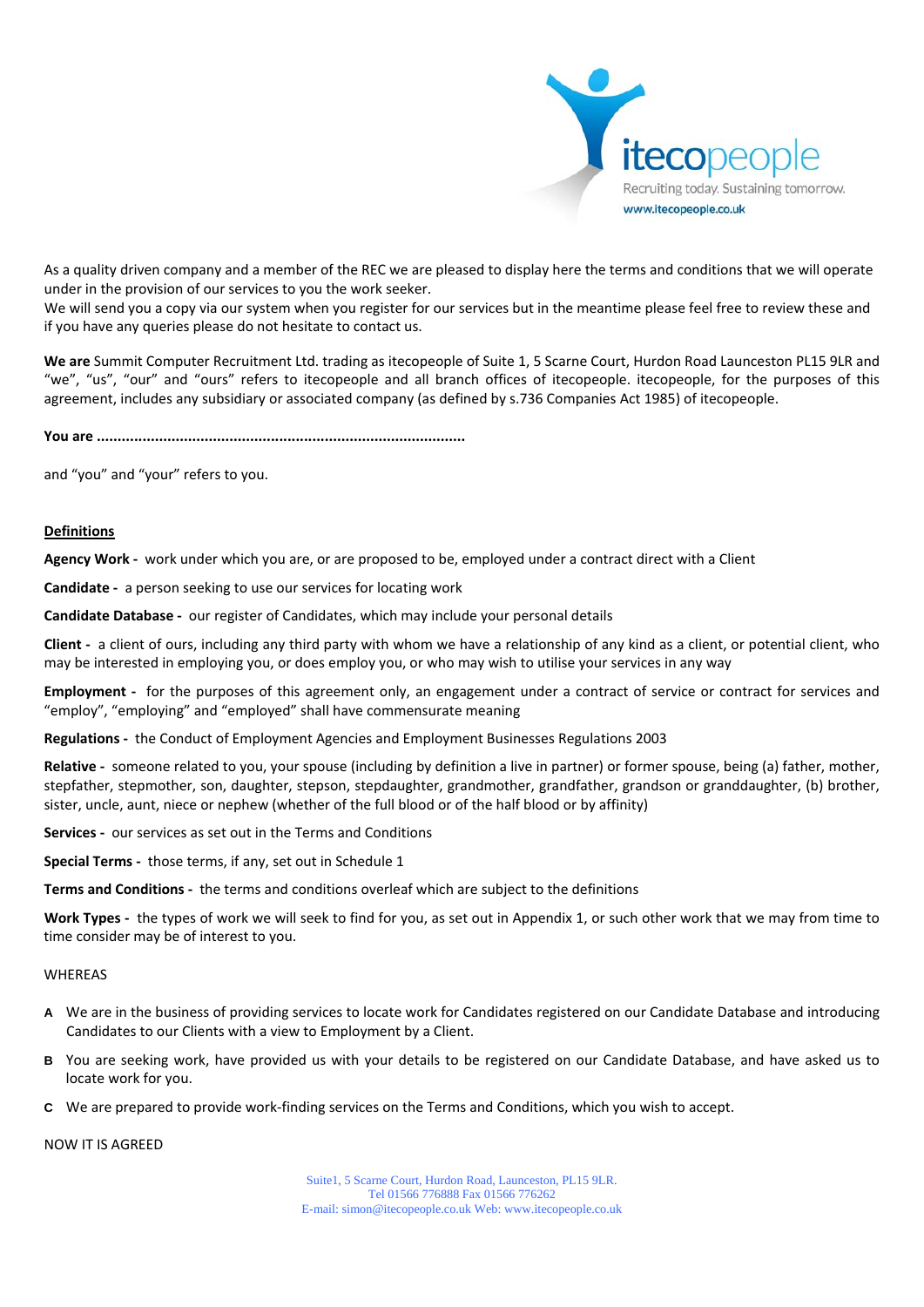itecopeople
Recruiting today. Sustaining tomorrow.
www.itecopeople.co.uk

As a quality driven company and a member of the REC we are pleased to display here the terms and conditions that we will operate under in the provision of our services to you the work seeker.
We will send you a copy via our system when you register for our services but in the meantime please feel free to review these and if you have any queries please do not hesitate to contact us.

**We are** Summit Computer Recruitment Ltd. trading as itecopeople of Suite 1, 5 Scarne Court, Hurdon Road Launceston PL15 9LR and "we", "us", "our" and "ours" refers to itecopeople and all branch offices of itecopeople. itecopeople, for the purposes of this agreement, includes any subsidiary or associated company (as defined by s.736 Companies Act 1985) of itecopeople.

**You are .......................................................................................**

and "you" and "your" refers to you.

## Definitions

**Agency Work -** work under which you are, or are proposed to be, employed under a contract direct with a Client

**Candidate -** a person seeking to use our services for locating work

**Candidate Database -** our register of Candidates, which may include your personal details

**Client -** a client of ours, including any third party with whom we have a relationship of any kind as a client, or potential client, who may be interested in employing you, or does employ you, or who may wish to utilise your services in any way

**Employment -** for the purposes of this agreement only, an engagement under a contract of service or contract for services and "employ", "employing" and "employed" shall have commensurate meaning

**Regulations -** the Conduct of Employment Agencies and Employment Businesses Regulations 2003

**Relative -** someone related to you, your spouse (including by definition a live in partner) or former spouse, being (a) father, mother, stepfather, stepmother, son, daughter, stepson, stepdaughter, grandmother, grandfather, grandson or granddaughter, (b) brother, sister, uncle, aunt, niece or nephew (whether of the full blood or of the half blood or by affinity)

**Services -** our services as set out in the Terms and Conditions

**Special Terms -** those terms, if any, set out in Schedule 1

**Terms and Conditions -** the terms and conditions overleaf which are subject to the definitions

**Work Types -** the types of work we will seek to find for you, as set out in Appendix 1, or such other work that we may from time to time consider may be of interest to you.

WHEREAS

- **A** We are in the business of providing services to locate work for Candidates registered on our Candidate Database and introducing Candidates to our Clients with a view to Employment by a Client.
- **B** You are seeking work, have provided us with your details to be registered on our Candidate Database, and have asked us to locate work for you.
- **C** We are prepared to provide work-finding services on the Terms and Conditions, which you wish to accept.

NOW IT IS AGREED

Suite1, 5 Scarne Court, Hurdon Road, Launceston, PL15 9LR.
Tel 01566 776888 Fax 01566 776262
E-mail: simon@itecopeople.co.uk Web: www.itecopeople.co.uk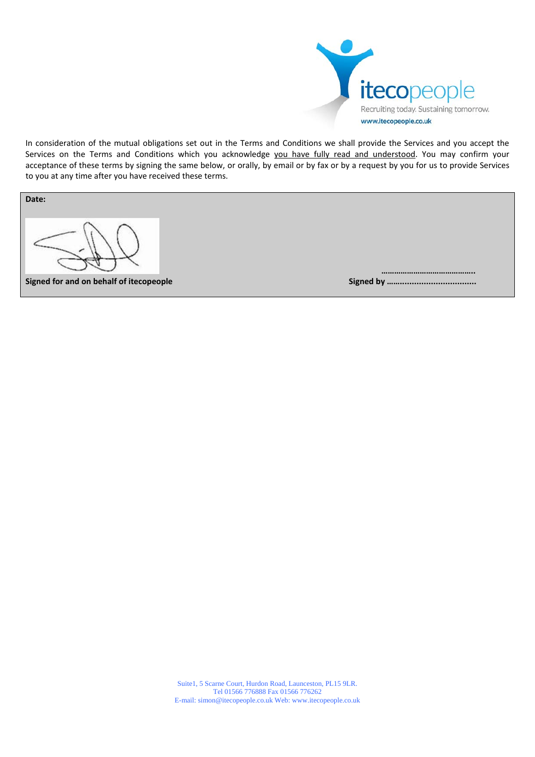itecopeople

Recruiting today. Sustaining tomorrow.

www.itecopeople.co.uk

In consideration of the mutual obligations set out in the Terms and Conditions we shall provide the Services and you accept the Services on the Terms and Conditions which you acknowledge you have fully read and understood. You may confirm your acceptance of these terms by signing the same below, or orally, by email or by fax or by a request by you for us to provide Services to you at any time after you have received these terms.

**Date:**

**Signed for and on behalf of itecopeople**

……………………………………..

**Signed by …….................................**

Suite1, 5 Scarne Court, Hurdon Road, Launceston, PL15 9LR.
Tel 01566 776888 Fax 01566 776262
E-mail: simon@itecopeople.co.uk Web: www.itecopeople.co.uk